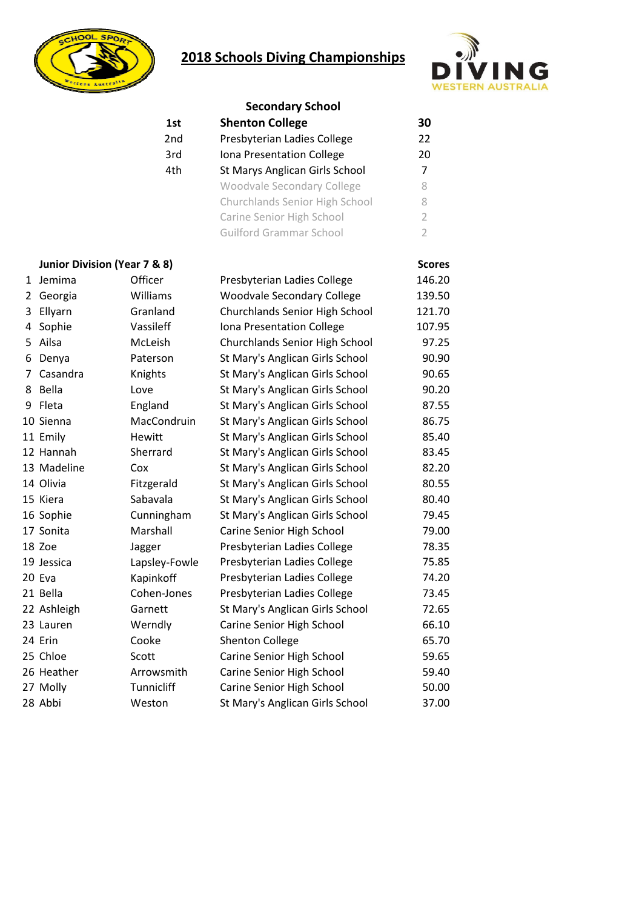# 2018 Schools Diving Championships

## Secondary School

| | | |
|---|---|---|
| **1st** | **Shenton College** | **30** |
| 2nd | Presbyterian Ladies College | 22 |
| 3rd | Iona Presentation College | 20 |
| 4th | St Marys Anglican Girls School | 7 |
| | Woodvale Secondary College | 8 |
| | Churchlands Senior High School | 8 |
| | Carine Senior High School | 2 |
| | Guilford Grammar School | 2 |

## Junior Division (Year 7 & 8)

| | | | | Scores |
|---|---|---|---|---|
| 1 | Jemima | Officer | Presbyterian Ladies College | 146.20 |
| 2 | Georgia | Williams | Woodvale Secondary College | 139.50 |
| 3 | Ellyarn | Granland | Churchlands Senior High School | 121.70 |
| 4 | Sophie | Vassileff | Iona Presentation College | 107.95 |
| 5 | Ailsa | McLeish | Churchlands Senior High School | 97.25 |
| 6 | Denya | Paterson | St Mary's Anglican Girls School | 90.90 |
| 7 | Casandra | Knights | St Mary's Anglican Girls School | 90.65 |
| 8 | Bella | Love | St Mary's Anglican Girls School | 90.20 |
| 9 | Fleta | England | St Mary's Anglican Girls School | 87.55 |
| 10 | Sienna | MacCondruin | St Mary's Anglican Girls School | 86.75 |
| 11 | Emily | Hewitt | St Mary's Anglican Girls School | 85.40 |
| 12 | Hannah | Sherrard | St Mary's Anglican Girls School | 83.45 |
| 13 | Madeline | Cox | St Mary's Anglican Girls School | 82.20 |
| 14 | Olivia | Fitzgerald | St Mary's Anglican Girls School | 80.55 |
| 15 | Kiera | Sabavala | St Mary's Anglican Girls School | 80.40 |
| 16 | Sophie | Cunningham | St Mary's Anglican Girls School | 79.45 |
| 17 | Sonita | Marshall | Carine Senior High School | 79.00 |
| 18 | Zoe | Jagger | Presbyterian Ladies College | 78.35 |
| 19 | Jessica | Lapsley-Fowle | Presbyterian Ladies College | 75.85 |
| 20 | Eva | Kapinkoff | Presbyterian Ladies College | 74.20 |
| 21 | Bella | Cohen-Jones | Presbyterian Ladies College | 73.45 |
| 22 | Ashleigh | Garnett | St Mary's Anglican Girls School | 72.65 |
| 23 | Lauren | Werndly | Carine Senior High School | 66.10 |
| 24 | Erin | Cooke | Shenton College | 65.70 |
| 25 | Chloe | Scott | Carine Senior High School | 59.65 |
| 26 | Heather | Arrowsmith | Carine Senior High School | 59.40 |
| 27 | Molly | Tunnicliff | Carine Senior High School | 50.00 |
| 28 | Abbi | Weston | St Mary's Anglican Girls School | 37.00 |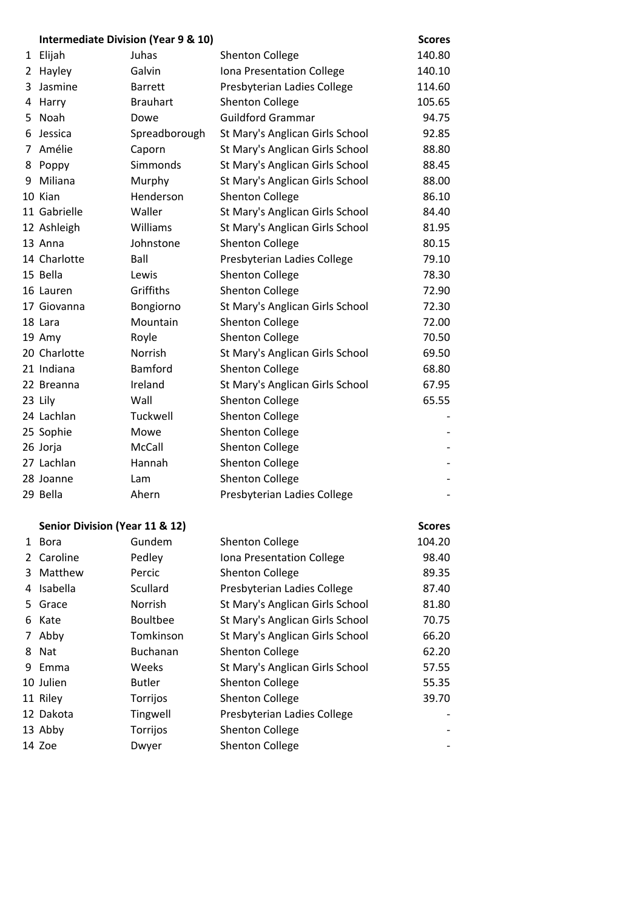| | Intermediate Division (Year 9 & 10) | | | Scores |
|---|---|---|---|---|
| 1 | Elijah | Juhas | Shenton College | 140.80 |
| 2 | Hayley | Galvin | Iona Presentation College | 140.10 |
| 3 | Jasmine | Barrett | Presbyterian Ladies College | 114.60 |
| 4 | Harry | Brauhart | Shenton College | 105.65 |
| 5 | Noah | Dowe | Guildford Grammar | 94.75 |
| 6 | Jessica | Spreadborough | St Mary's Anglican Girls School | 92.85 |
| 7 | Amélie | Caporn | St Mary's Anglican Girls School | 88.80 |
| 8 | Poppy | Simmonds | St Mary's Anglican Girls School | 88.45 |
| 9 | Miliana | Murphy | St Mary's Anglican Girls School | 88.00 |
| 10 | Kian | Henderson | Shenton College | 86.10 |
| 11 | Gabrielle | Waller | St Mary's Anglican Girls School | 84.40 |
| 12 | Ashleigh | Williams | St Mary's Anglican Girls School | 81.95 |
| 13 | Anna | Johnstone | Shenton College | 80.15 |
| 14 | Charlotte | Ball | Presbyterian Ladies College | 79.10 |
| 15 | Bella | Lewis | Shenton College | 78.30 |
| 16 | Lauren | Griffiths | Shenton College | 72.90 |
| 17 | Giovanna | Bongiorno | St Mary's Anglican Girls School | 72.30 |
| 18 | Lara | Mountain | Shenton College | 72.00 |
| 19 | Amy | Royle | Shenton College | 70.50 |
| 20 | Charlotte | Norrish | St Mary's Anglican Girls School | 69.50 |
| 21 | Indiana | Bamford | Shenton College | 68.80 |
| 22 | Breanna | Ireland | St Mary's Anglican Girls School | 67.95 |
| 23 | Lily | Wall | Shenton College | 65.55 |
| 24 | Lachlan | Tuckwell | Shenton College | - |
| 25 | Sophie | Mowe | Shenton College | - |
| 26 | Jorja | McCall | Shenton College | - |
| 27 | Lachlan | Hannah | Shenton College | - |
| 28 | Joanne | Lam | Shenton College | - |
| 29 | Bella | Ahern | Presbyterian Ladies College | - |

| | Senior Division (Year 11 & 12) | | | Scores |
|---|---|---|---|---|
| 1 | Bora | Gundem | Shenton College | 104.20 |
| 2 | Caroline | Pedley | Iona Presentation College | 98.40 |
| 3 | Matthew | Percic | Shenton College | 89.35 |
| 4 | Isabella | Scullard | Presbyterian Ladies College | 87.40 |
| 5 | Grace | Norrish | St Mary's Anglican Girls School | 81.80 |
| 6 | Kate | Boultbee | St Mary's Anglican Girls School | 70.75 |
| 7 | Abby | Tomkinson | St Mary's Anglican Girls School | 66.20 |
| 8 | Nat | Buchanan | Shenton College | 62.20 |
| 9 | Emma | Weeks | St Mary's Anglican Girls School | 57.55 |
| 10 | Julien | Butler | Shenton College | 55.35 |
| 11 | Riley | Torrijos | Shenton College | 39.70 |
| 12 | Dakota | Tingwell | Presbyterian Ladies College | - |
| 13 | Abby | Torrijos | Shenton College | - |
| 14 | Zoe | Dwyer | Shenton College | - |